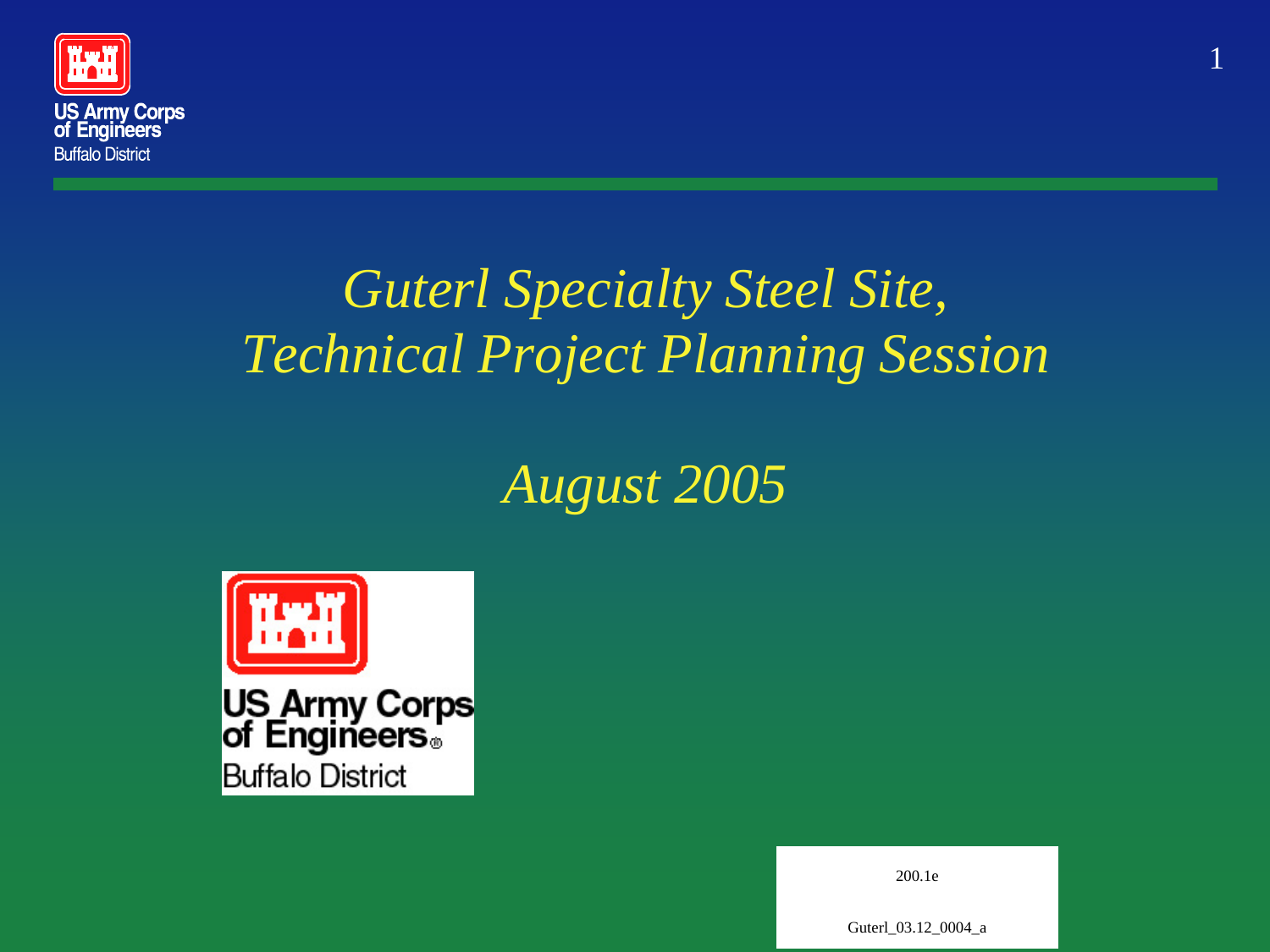US Army Corps of Engineers
Buffalo District

# *Guterl Specialty Steel Site, Technical Project Planning Session*

## *August 2005*

US Army Corps of Engineers®
Buffalo District

200.1e

Guterl_03.12_0004_a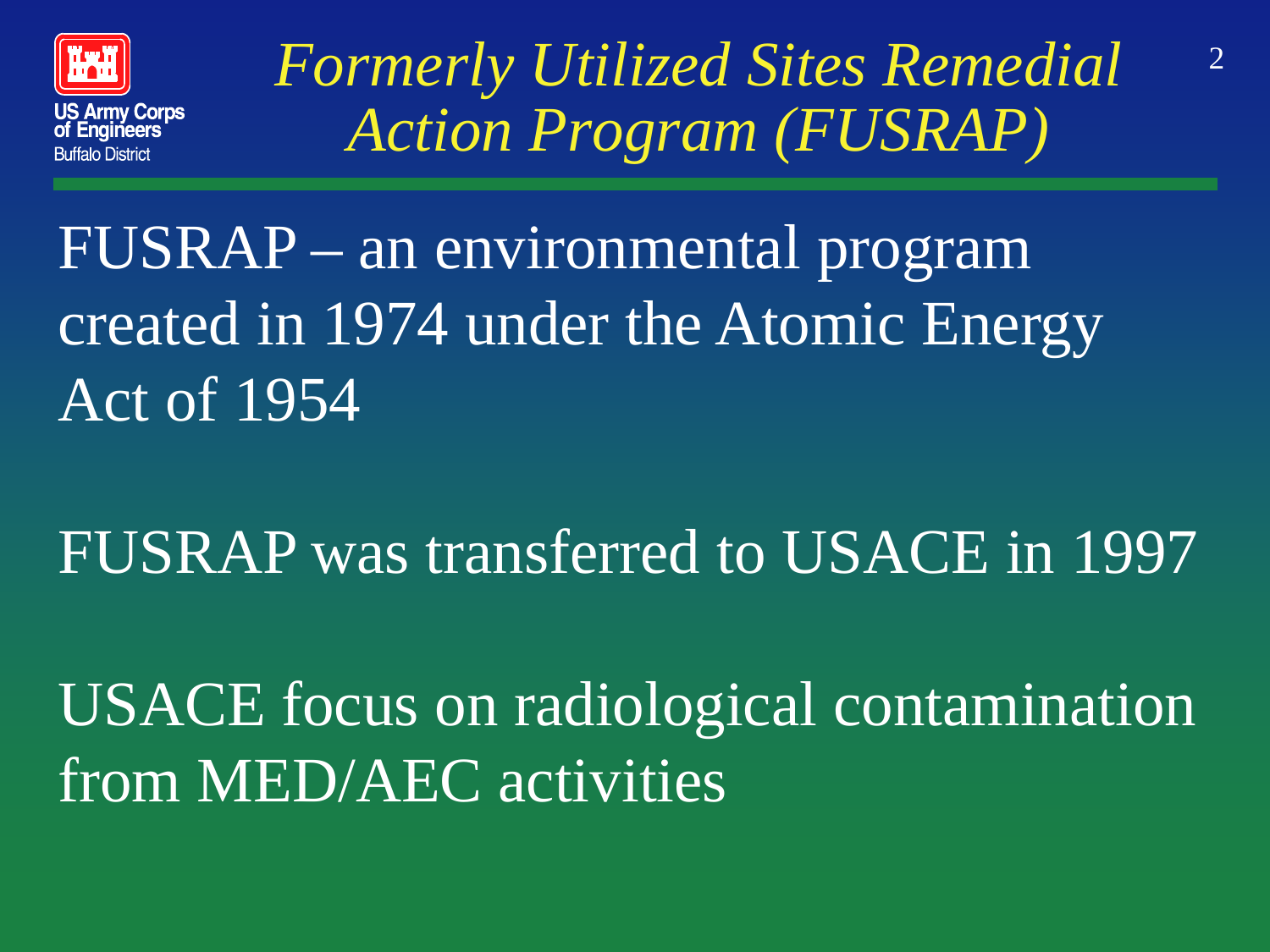# *Formerly Utilized Sites Remedial Action Program (FUSRAP)*

FUSRAP – an environmental program created in 1974 under the Atomic Energy Act of 1954

FUSRAP was transferred to USACE in 1997

USACE focus on radiological contamination from MED/AEC activities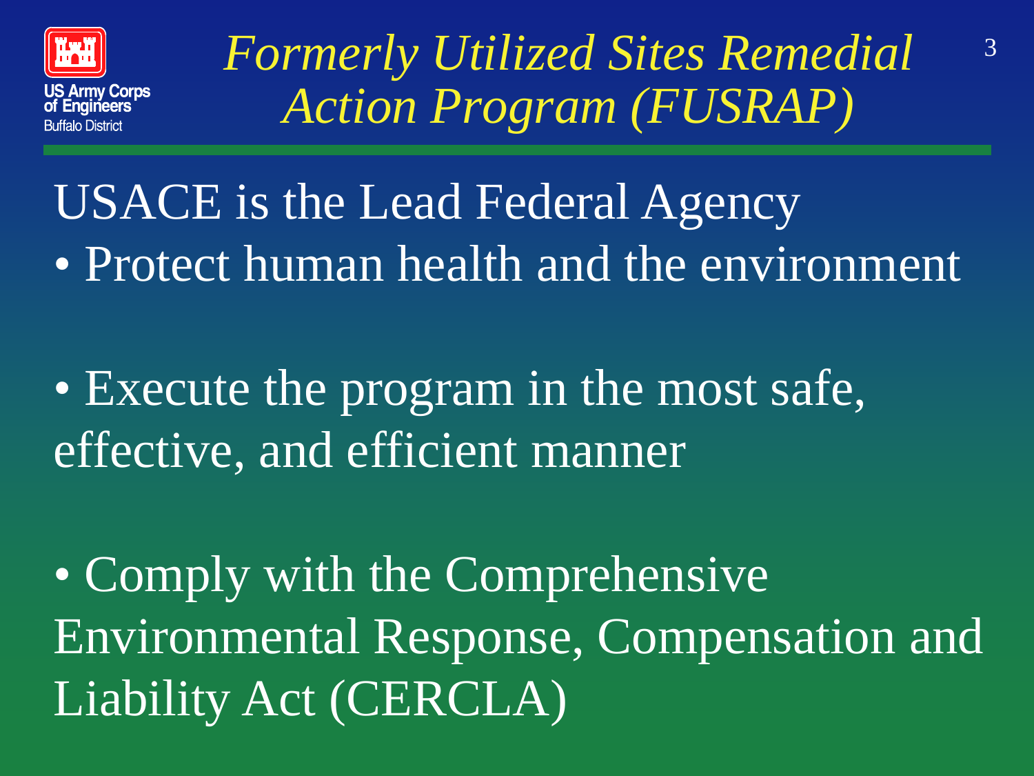# *Formerly Utilized Sites Remedial Action Program (FUSRAP)*

USACE is the Lead Federal Agency

- Protect human health and the environment
- Execute the program in the most safe, effective, and efficient manner
- Comply with the Comprehensive Environmental Response, Compensation and Liability Act (CERCLA)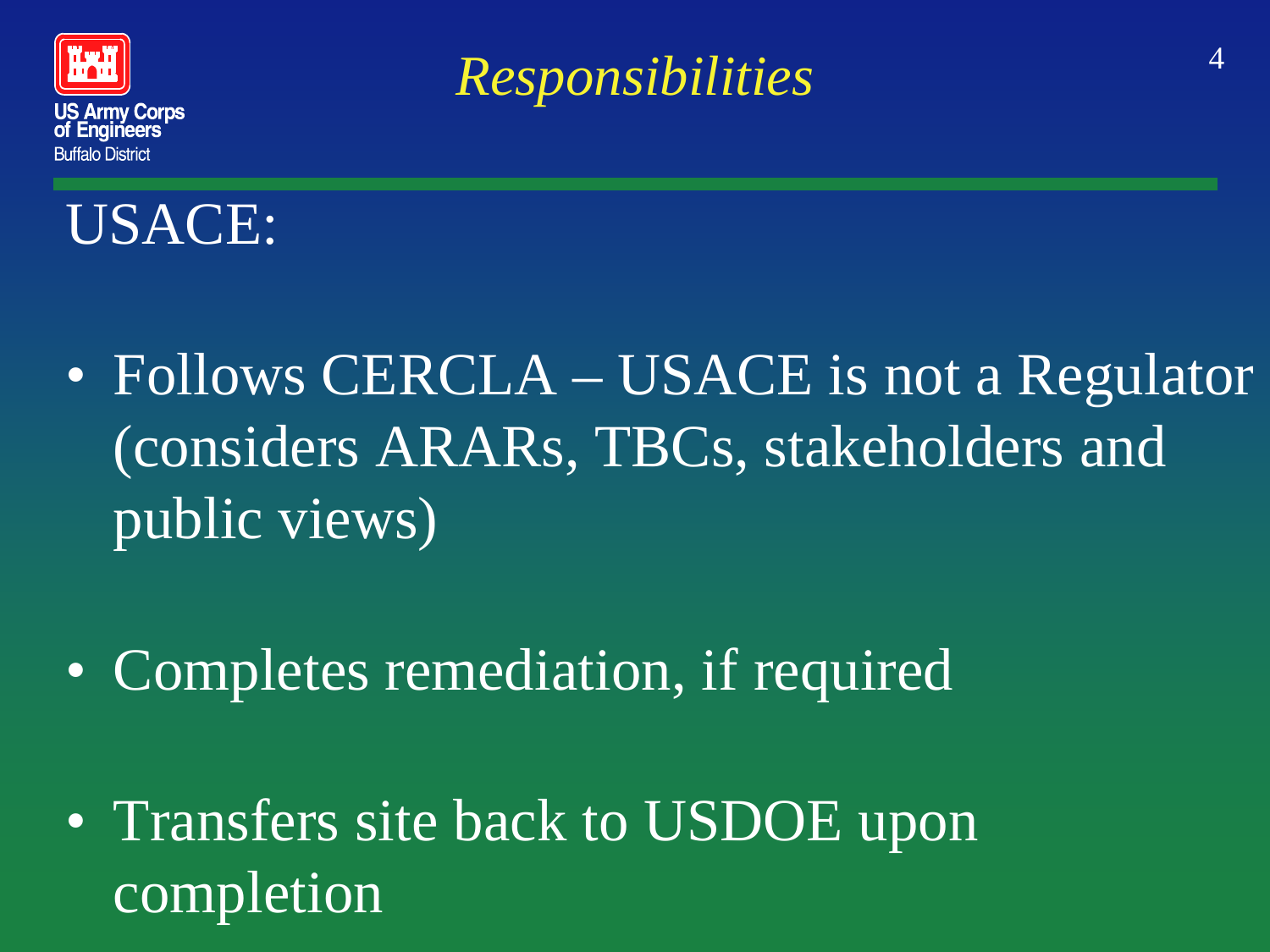# *Responsibilities*

## USACE:

- Follows CERCLA – USACE is not a Regulator (considers ARARs, TBCs, stakeholders and public views)
- Completes remediation, if required
- Transfers site back to USDOE upon completion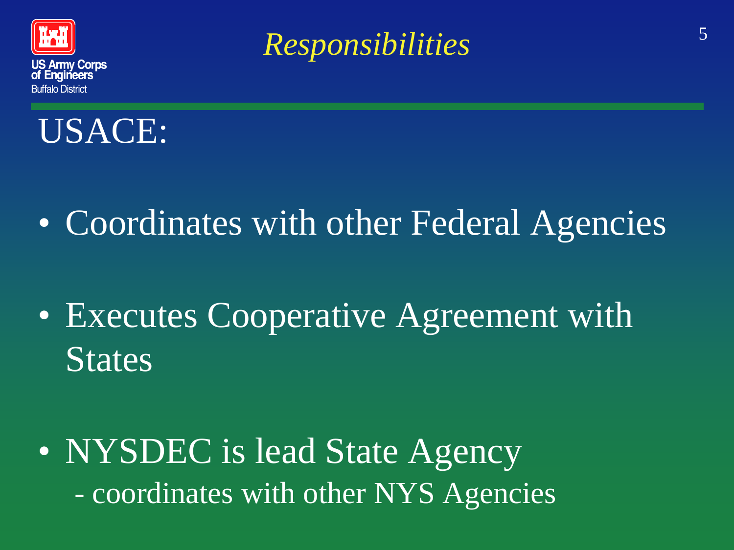# *Responsibilities*

## USACE:

- Coordinates with other Federal Agencies
- Executes Cooperative Agreement with States
- NYSDEC is lead State Agency
  - coordinates with other NYS Agencies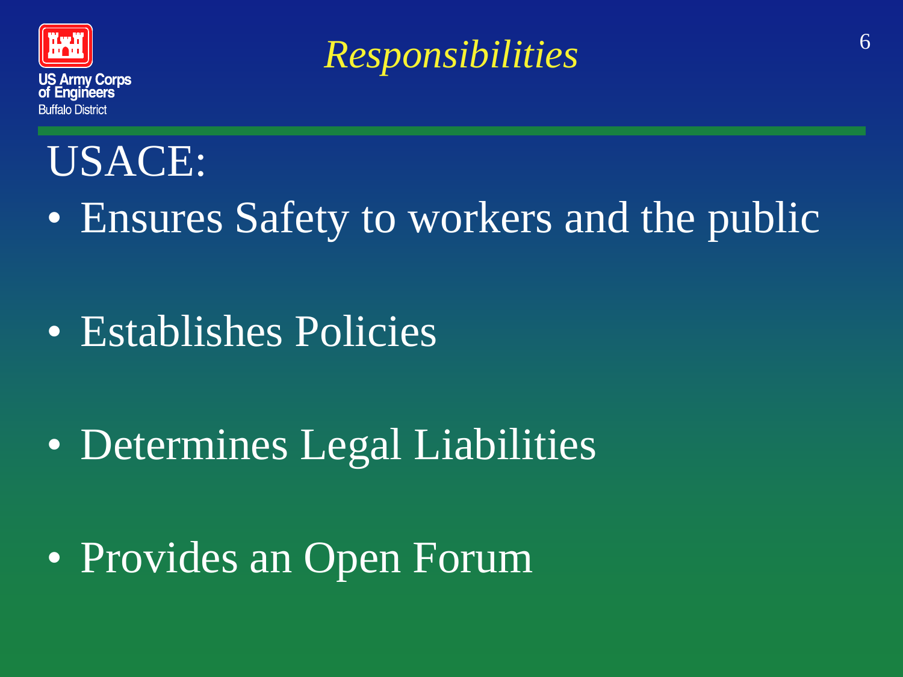# Responsibilities

USACE:

- Ensures Safety to workers and the public
- Establishes Policies
- Determines Legal Liabilities
- Provides an Open Forum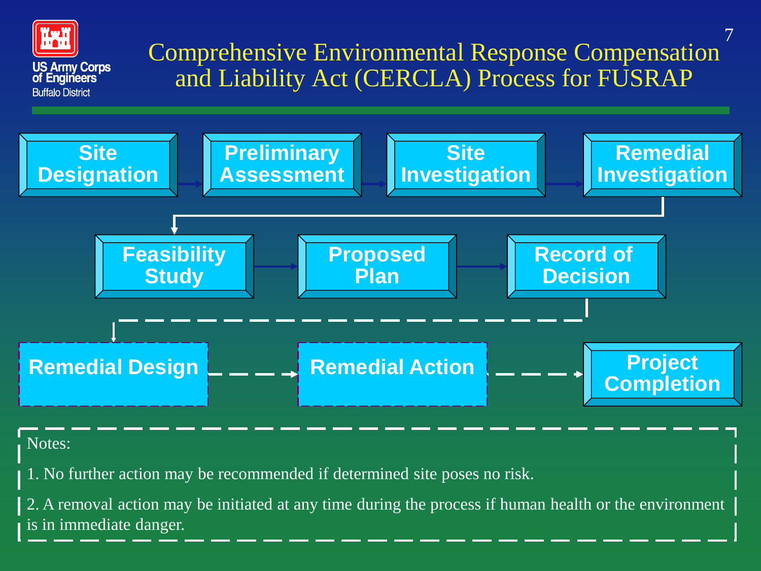# Comprehensive Environmental Response Compensation and Liability Act (CERCLA) Process for FUSRAP

Site Designation → Preliminary Assessment → Site Investigation → Remedial Investigation

Feasibility Study → Proposed Plan → Record of Decision

Remedial Design → Remedial Action → Project Completion

Notes:

1. No further action may be recommended if determined site poses no risk.
2. A removal action may be initiated at any time during the process if human health or the environment is in immediate danger.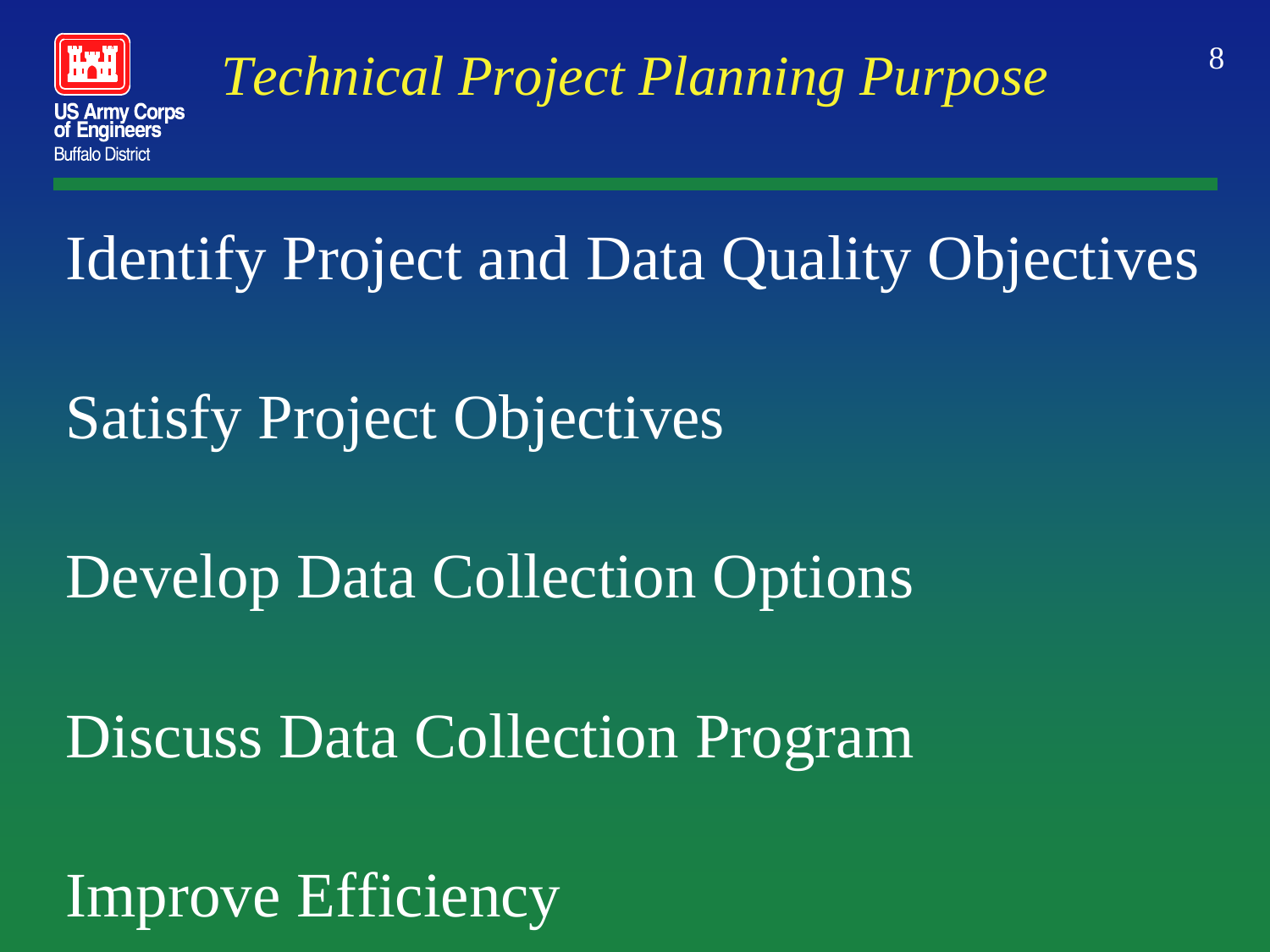# *Technical Project Planning Purpose*

Identify Project and Data Quality Objectives

Satisfy Project Objectives

Develop Data Collection Options

Discuss Data Collection Program

Improve Efficiency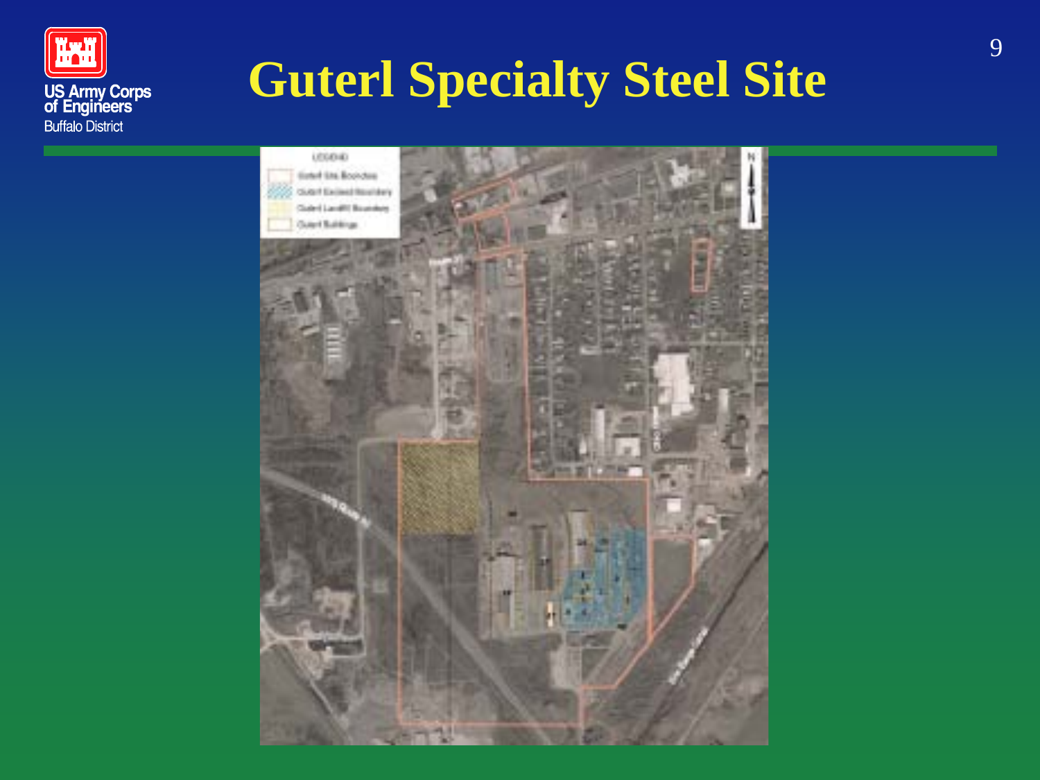# Guterl Specialty Steel Site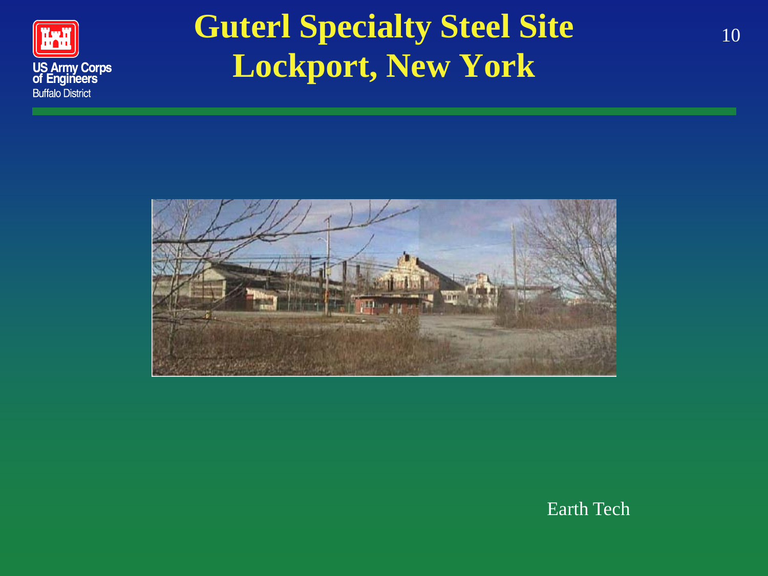# Guterl Specialty Steel Site
# Lockport, New York

Earth Tech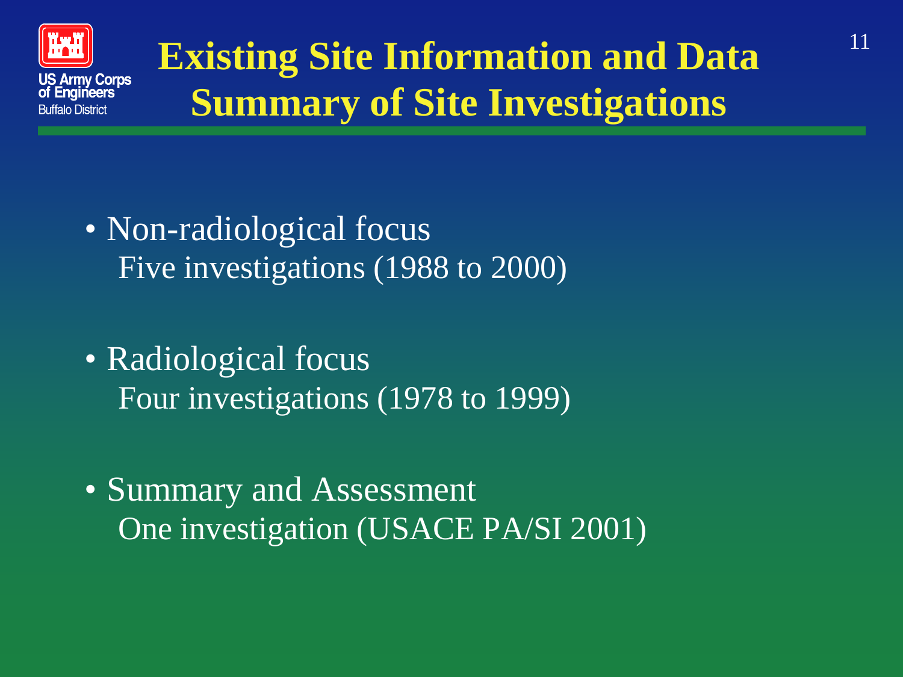# Existing Site Information and Data
# Summary of Site Investigations

- Non-radiological focus
  Five investigations (1988 to 2000)

- Radiological focus
  Four investigations (1978 to 1999)

- Summary and Assessment
  One investigation (USACE PA/SI 2001)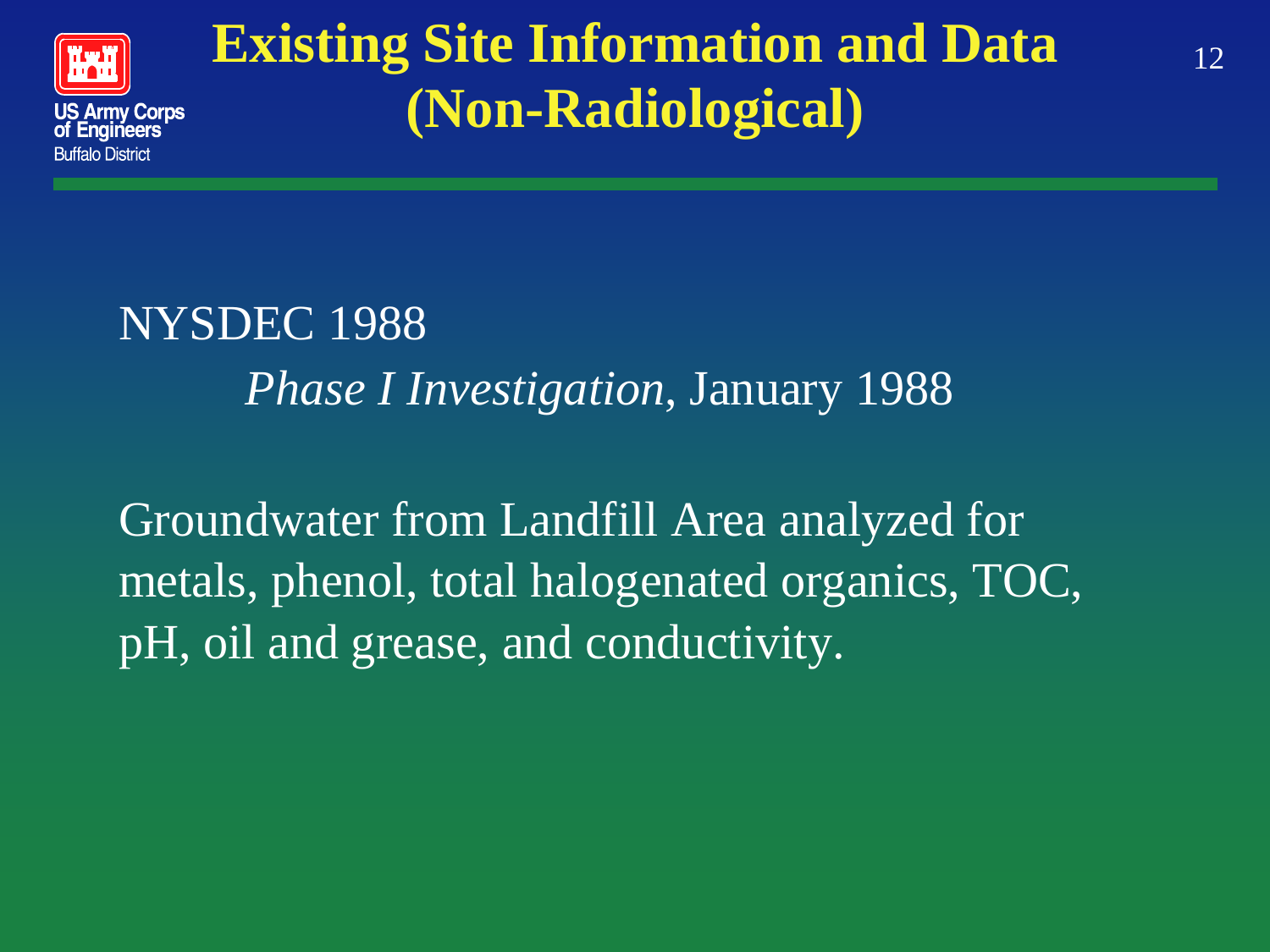# Existing Site Information and Data (Non-Radiological)

NYSDEC 1988

*Phase I Investigation*, January 1988

Groundwater from Landfill Area analyzed for metals, phenol, total halogenated organics, TOC, pH, oil and grease, and conductivity.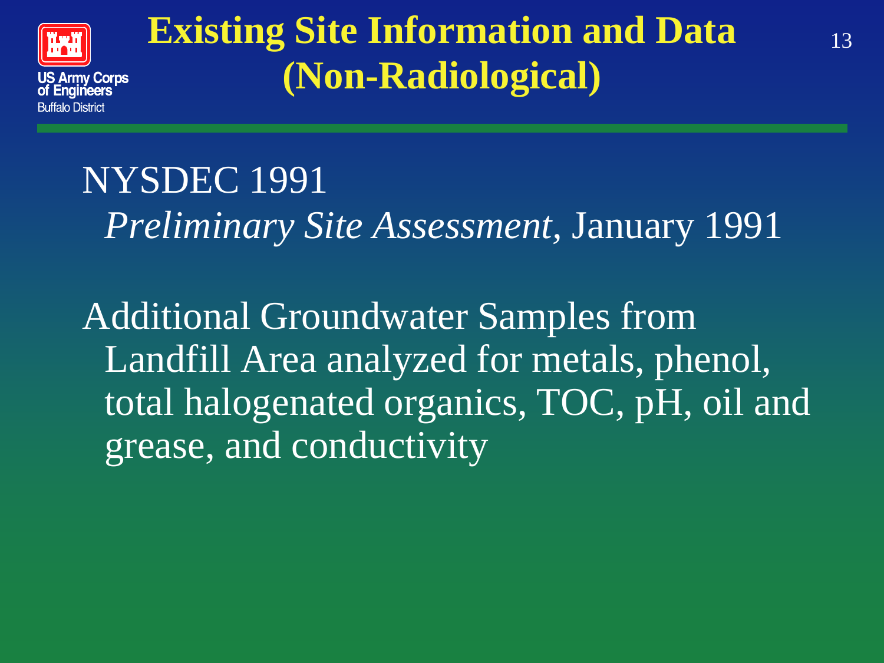# Existing Site Information and Data (Non-Radiological)

NYSDEC 1991
*Preliminary Site Assessment*, January 1991

Additional Groundwater Samples from Landfill Area analyzed for metals, phenol, total halogenated organics, TOC, pH, oil and grease, and conductivity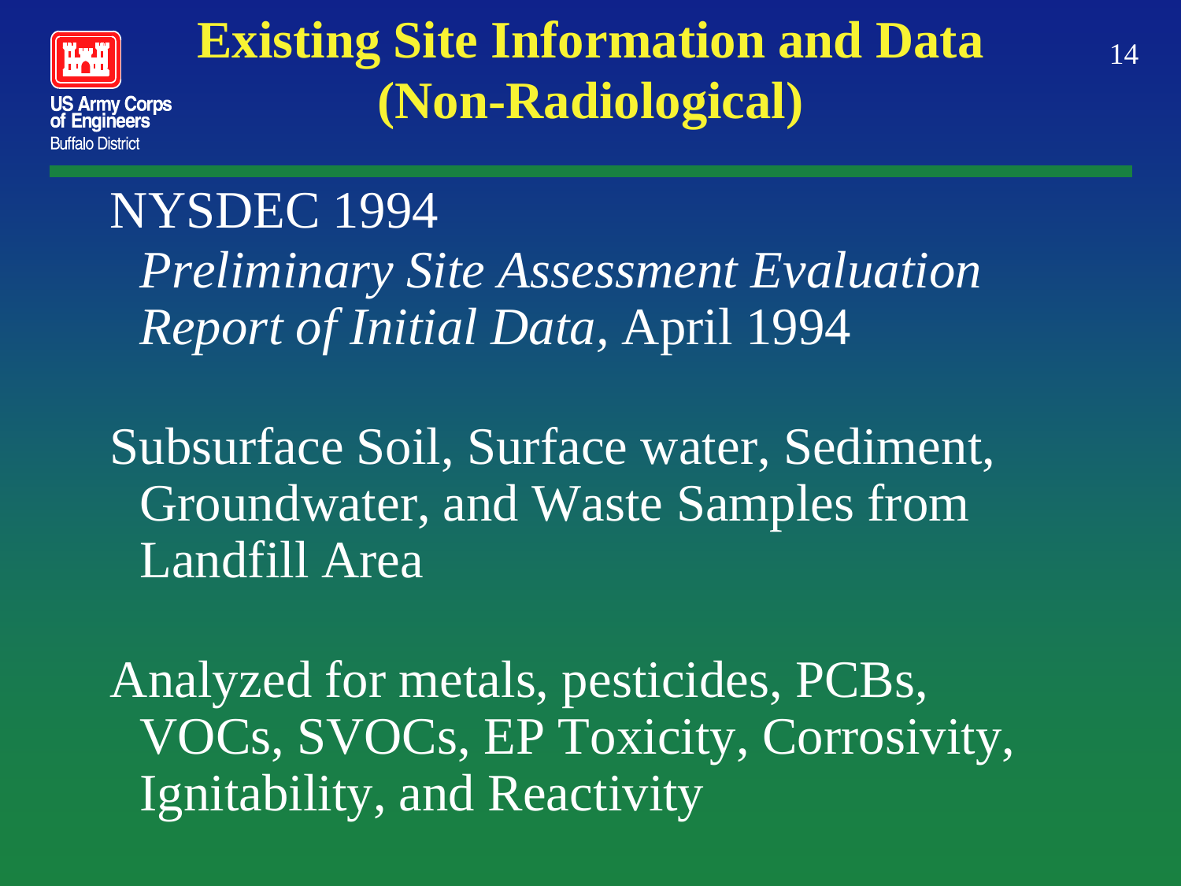# Existing Site Information and Data (Non-Radiological)

NYSDEC 1994
*Preliminary Site Assessment Evaluation Report of Initial Data*, April 1994

Subsurface Soil, Surface water, Sediment, Groundwater, and Waste Samples from Landfill Area

Analyzed for metals, pesticides, PCBs, VOCs, SVOCs, EP Toxicity, Corrosivity, Ignitability, and Reactivity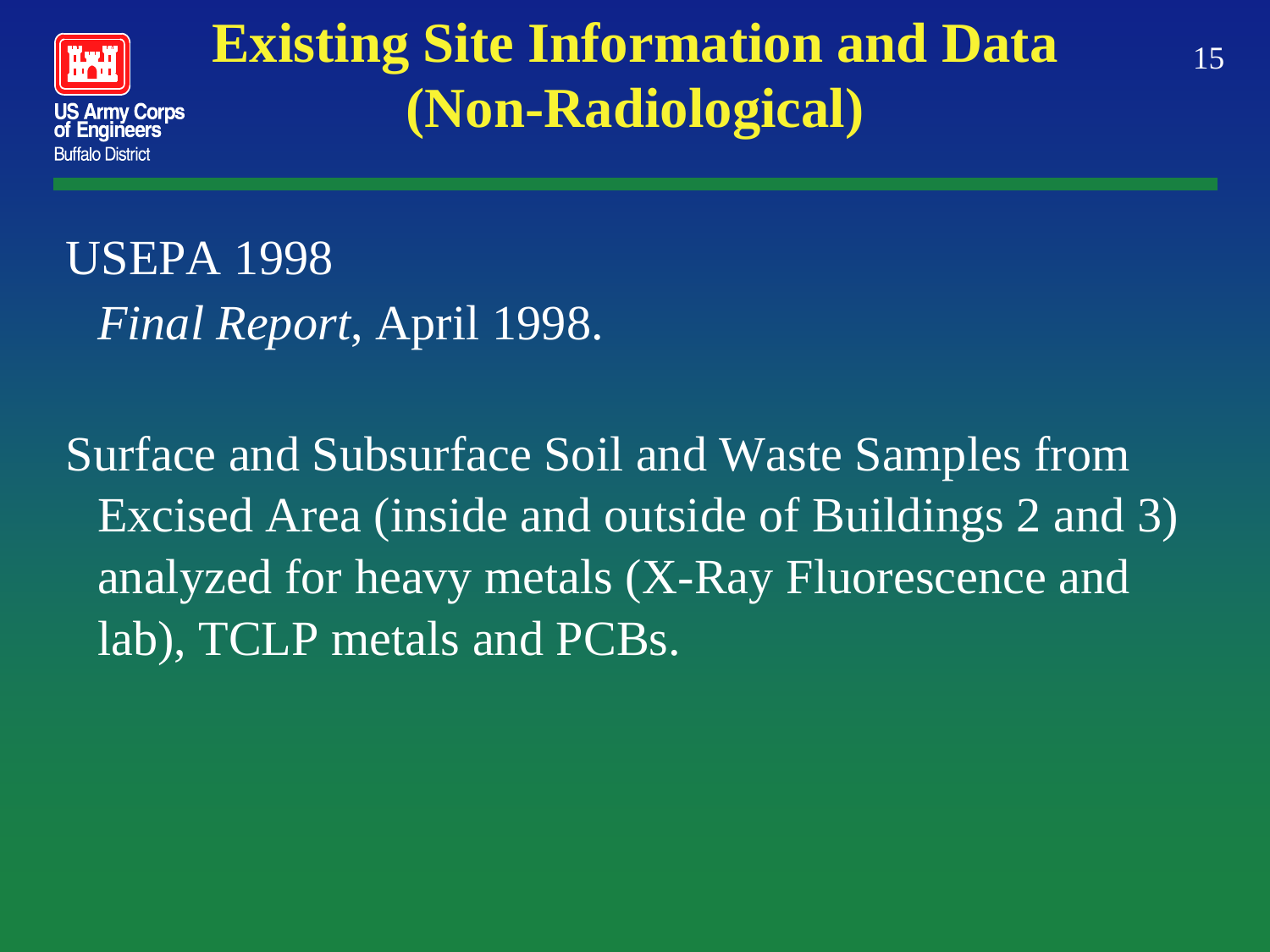# Existing Site Information and Data (Non-Radiological)

USEPA 1998
*Final Report*, April 1998.

Surface and Subsurface Soil and Waste Samples from Excised Area (inside and outside of Buildings 2 and 3) analyzed for heavy metals (X-Ray Fluorescence and lab), TCLP metals and PCBs.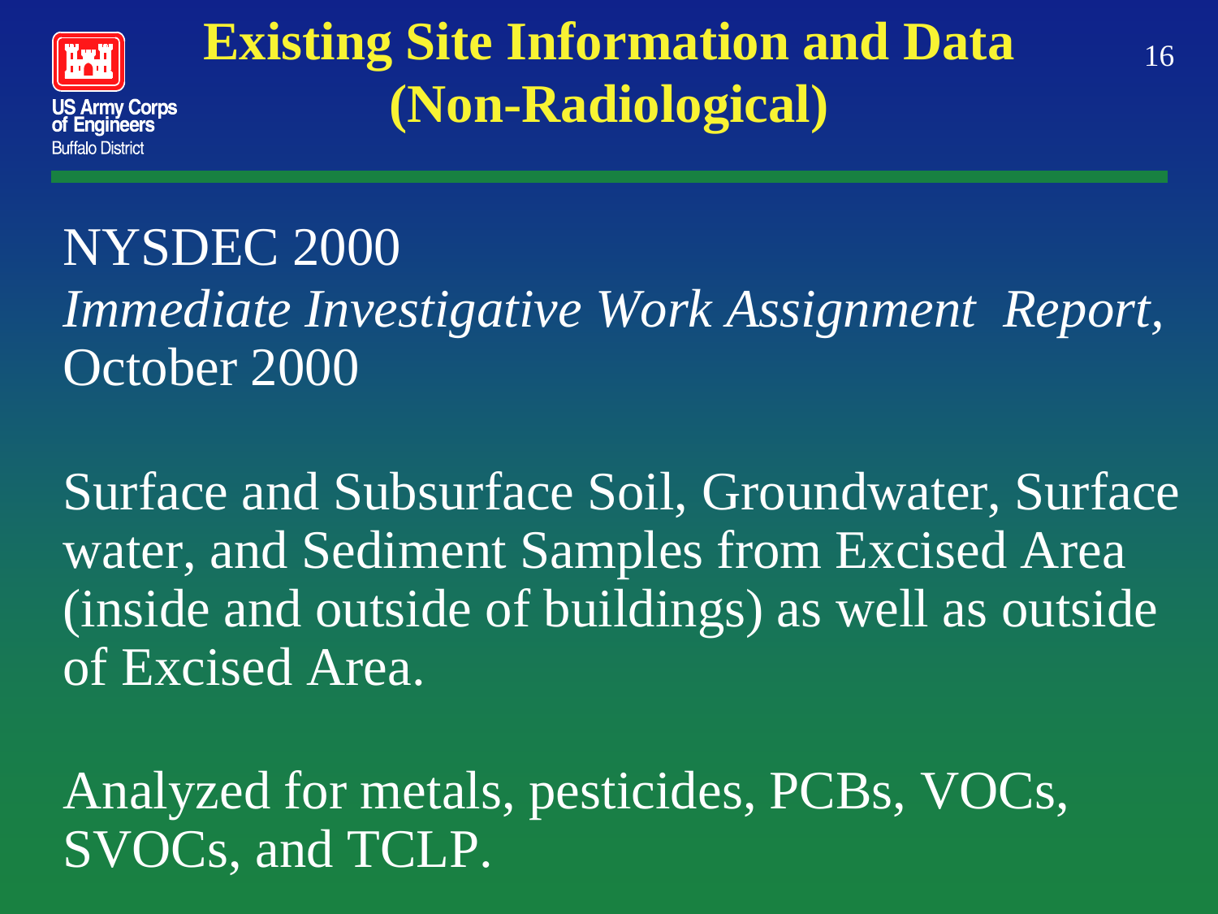# Existing Site Information and Data (Non-Radiological)

NYSDEC 2000
*Immediate Investigative Work Assignment Report*, October 2000

Surface and Subsurface Soil, Groundwater, Surface water, and Sediment Samples from Excised Area (inside and outside of buildings) as well as outside of Excised Area.

Analyzed for metals, pesticides, PCBs, VOCs, SVOCs, and TCLP.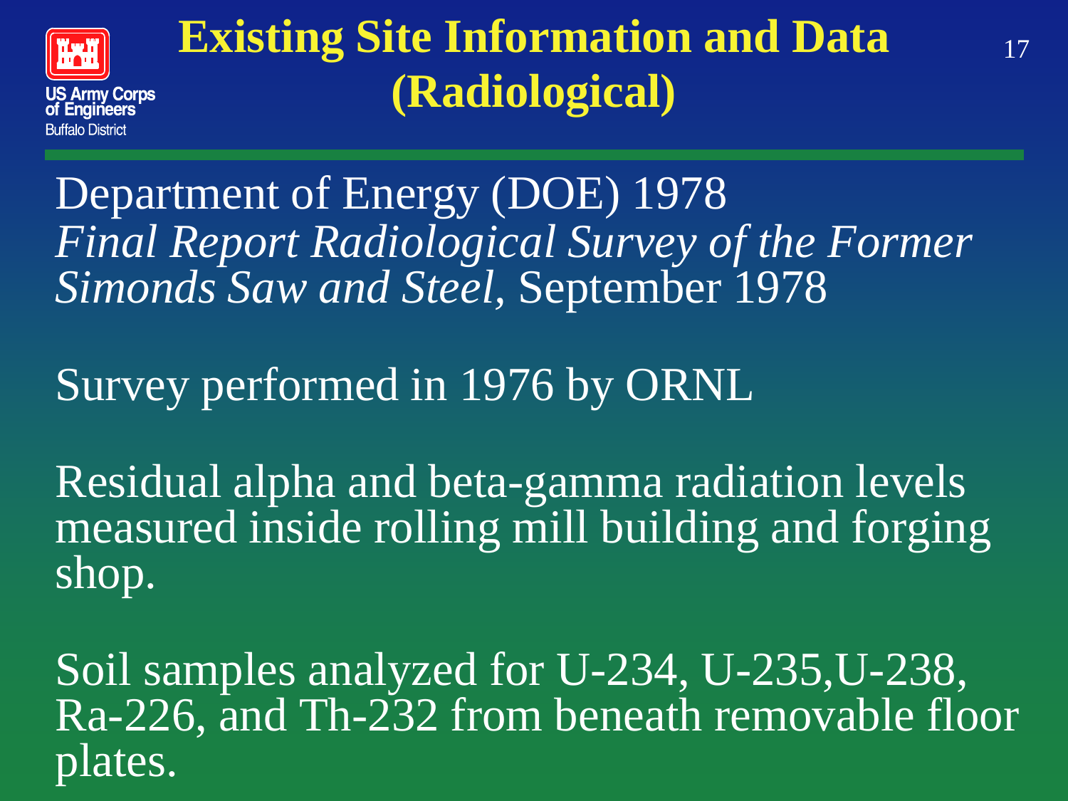# Existing Site Information and Data (Radiological)

Department of Energy (DOE) 1978 *Final Report Radiological Survey of the Former Simonds Saw and Steel*, September 1978

Survey performed in 1976 by ORNL

Residual alpha and beta-gamma radiation levels measured inside rolling mill building and forging shop.

Soil samples analyzed for U-234, U-235,U-238, Ra-226, and Th-232 from beneath removable floor plates.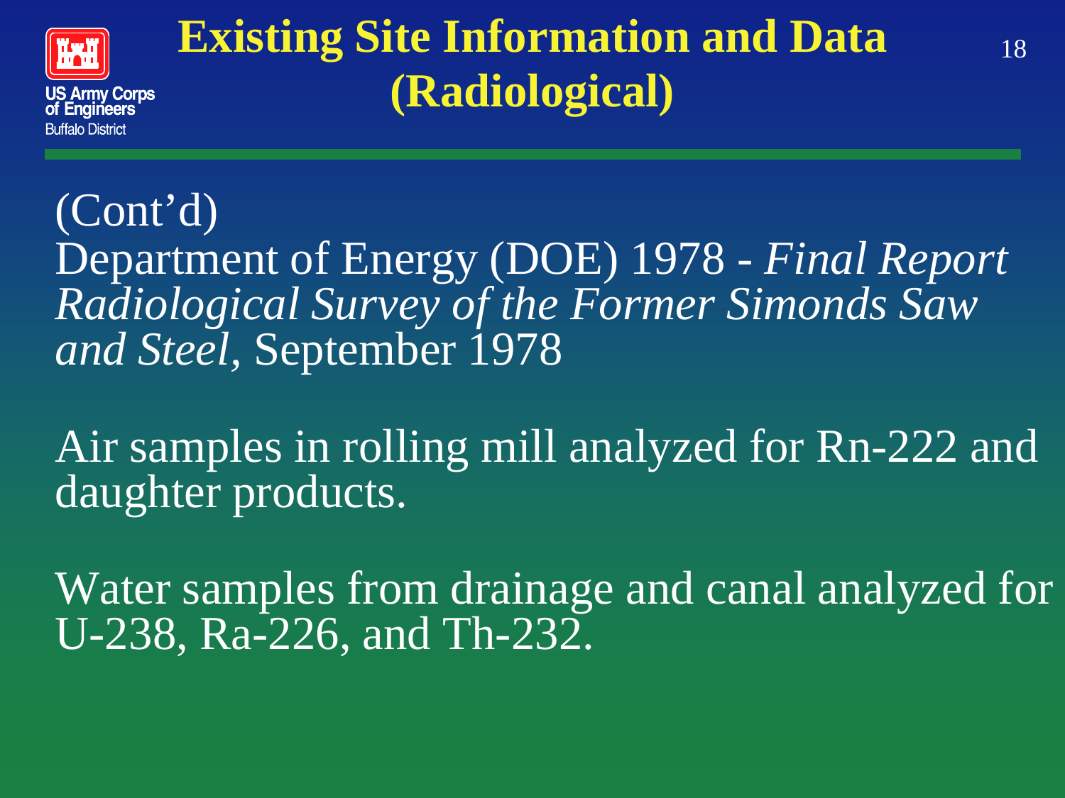# Existing Site Information and Data (Radiological)

(Cont'd)
Department of Energy (DOE) 1978 - *Final Report Radiological Survey of the Former Simonds Saw and Steel*, September 1978

Air samples in rolling mill analyzed for Rn-222 and daughter products.

Water samples from drainage and canal analyzed for U-238, Ra-226, and Th-232.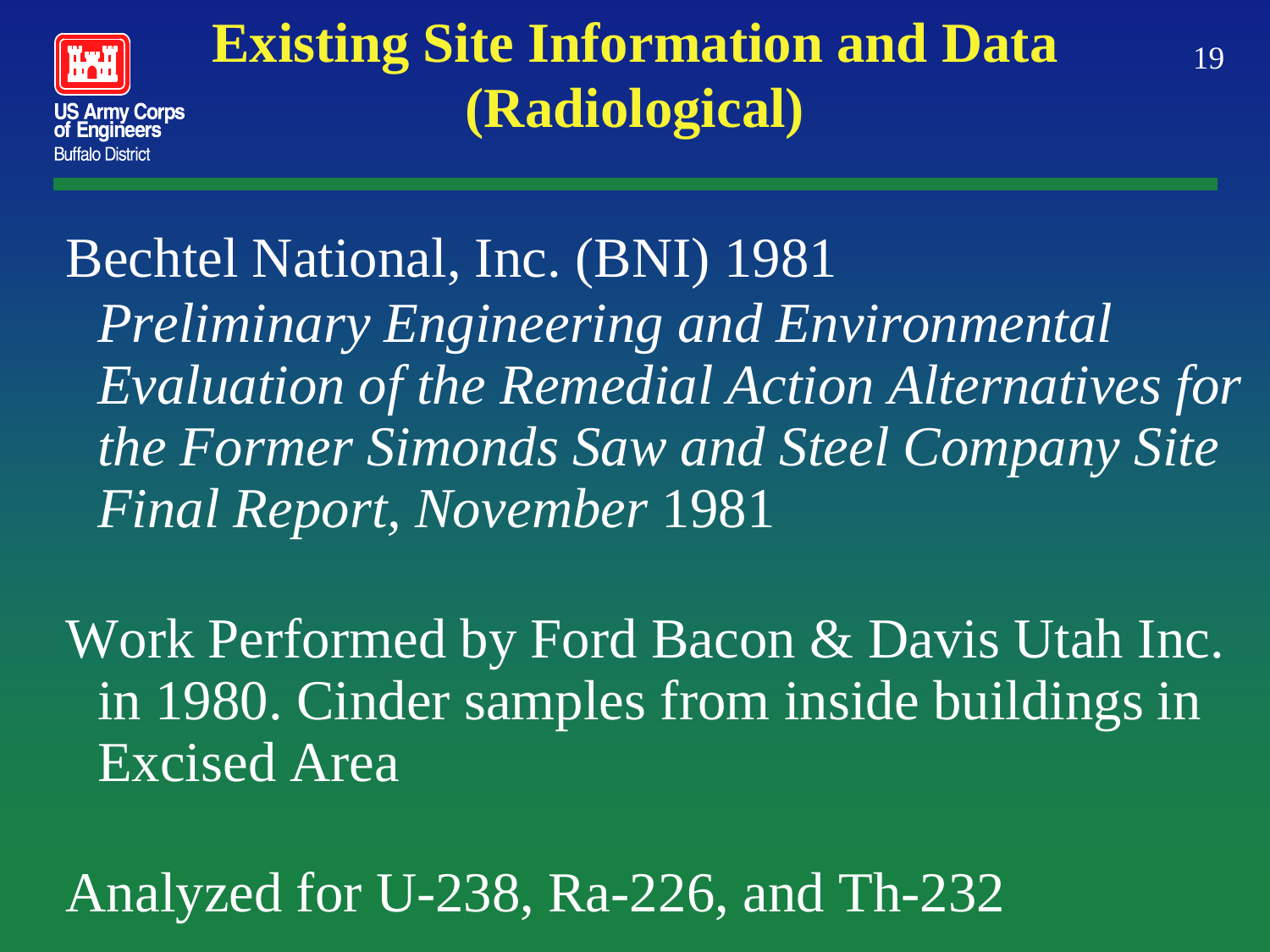# Existing Site Information and Data (Radiological)

Bechtel National, Inc. (BNI) 1981

*Preliminary Engineering and Environmental Evaluation of the Remedial Action Alternatives for the Former Simonds Saw and Steel Company Site Final Report, November* 1981

Work Performed by Ford Bacon & Davis Utah Inc. in 1980. Cinder samples from inside buildings in Excised Area

Analyzed for U-238, Ra-226, and Th-232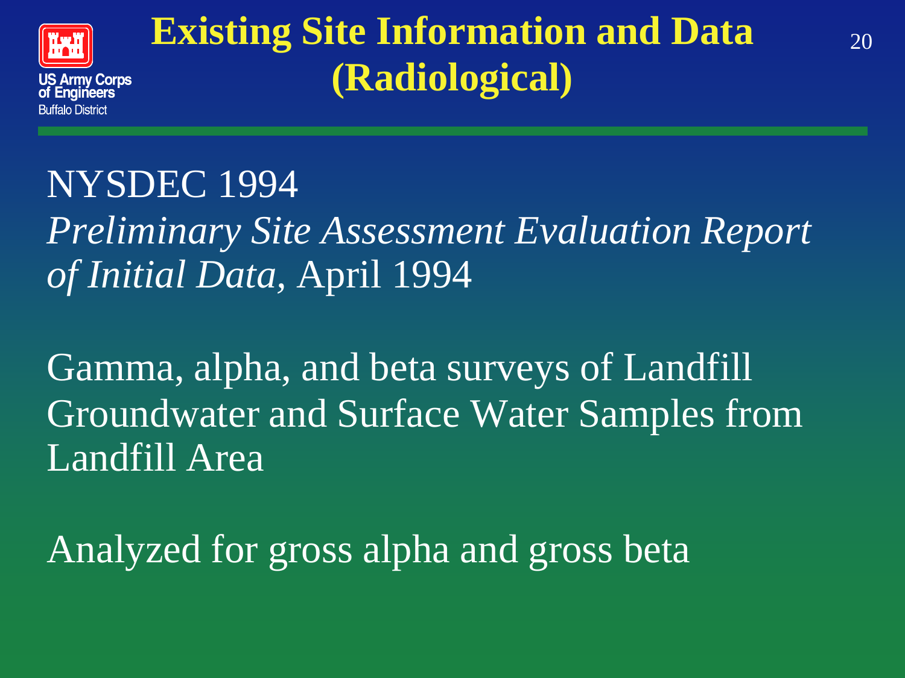# Existing Site Information and Data (Radiological)

NYSDEC 1994
*Preliminary Site Assessment Evaluation Report of Initial Data*, April 1994

Gamma, alpha, and beta surveys of Landfill Groundwater and Surface Water Samples from Landfill Area

Analyzed for gross alpha and gross beta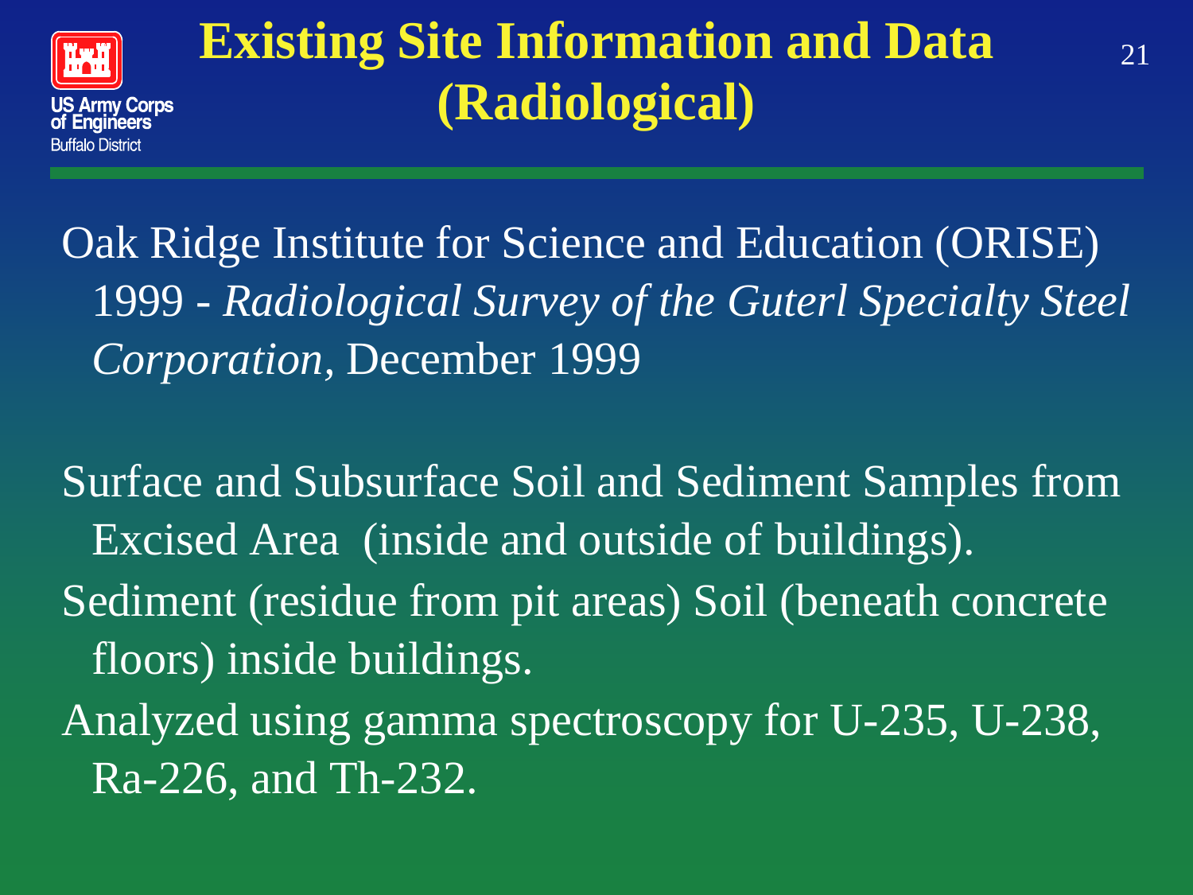# Existing Site Information and Data (Radiological)

Oak Ridge Institute for Science and Education (ORISE) 1999 - *Radiological Survey of the Guterl Specialty Steel Corporation*, December 1999

Surface and Subsurface Soil and Sediment Samples from Excised Area (inside and outside of buildings).

Sediment (residue from pit areas) Soil (beneath concrete floors) inside buildings.

Analyzed using gamma spectroscopy for U-235, U-238, Ra-226, and Th-232.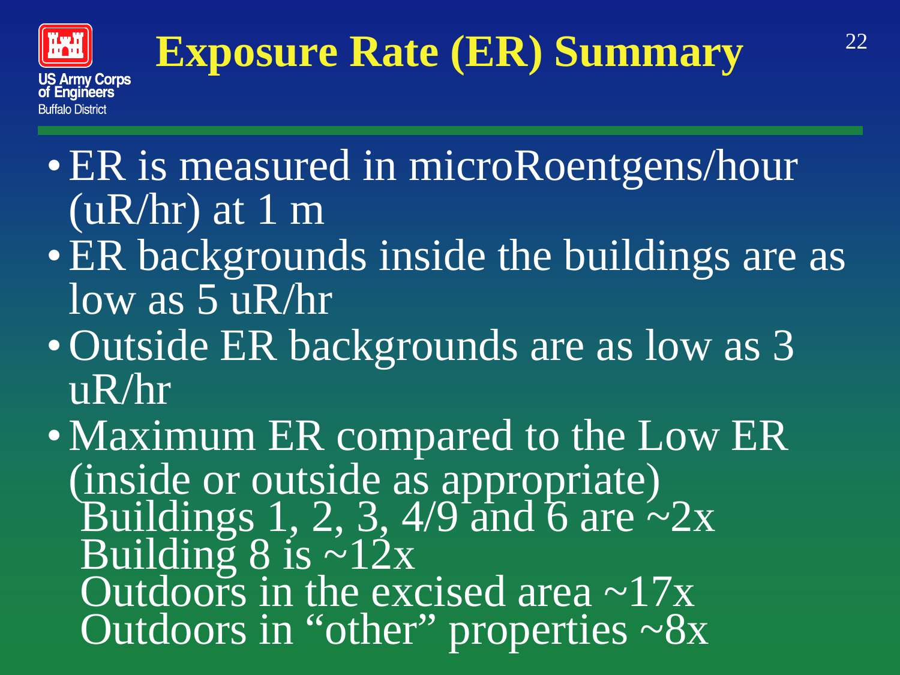# Exposure Rate (ER) Summary

- ER is measured in microRoentgens/hour (uR/hr) at 1 m
- ER backgrounds inside the buildings are as low as 5 uR/hr
- Outside ER backgrounds are as low as 3 uR/hr
- Maximum ER compared to the Low ER (inside or outside as appropriate)
  - Buildings 1, 2, 3, 4/9 and 6 are ~2x
  - Building 8 is ~12x
  - Outdoors in the excised area ~17x
  - Outdoors in "other" properties ~8x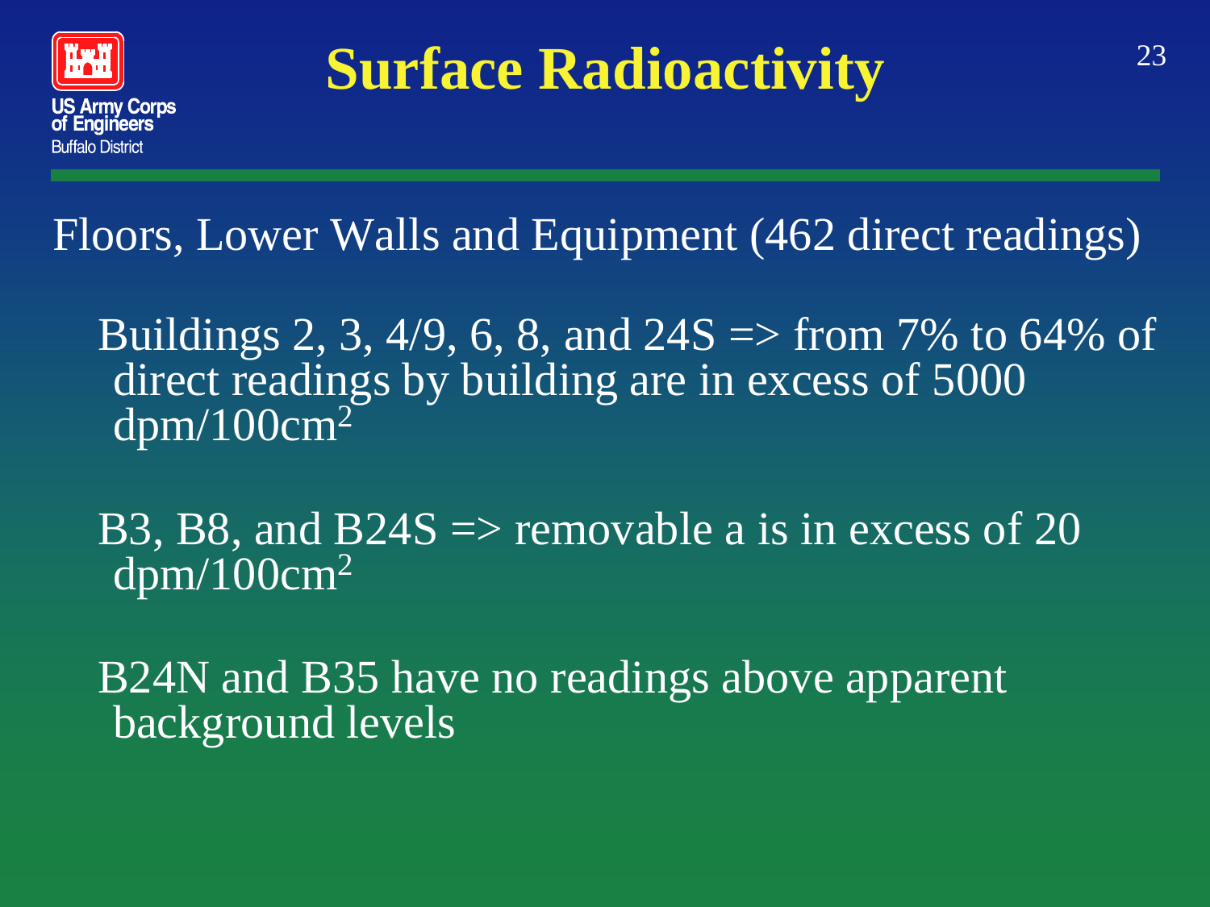# Surface Radioactivity

Floors, Lower Walls and Equipment (462 direct readings)

- Buildings 2, 3, 4/9, 6, 8, and 24S => from 7% to 64% of direct readings by building are in excess of 5000 $dpm/100cm^2$
- B3, B8, and B24S => removable a is in excess of 20 $dpm/100cm^2$
- B24N and B35 have no readings above apparent background levels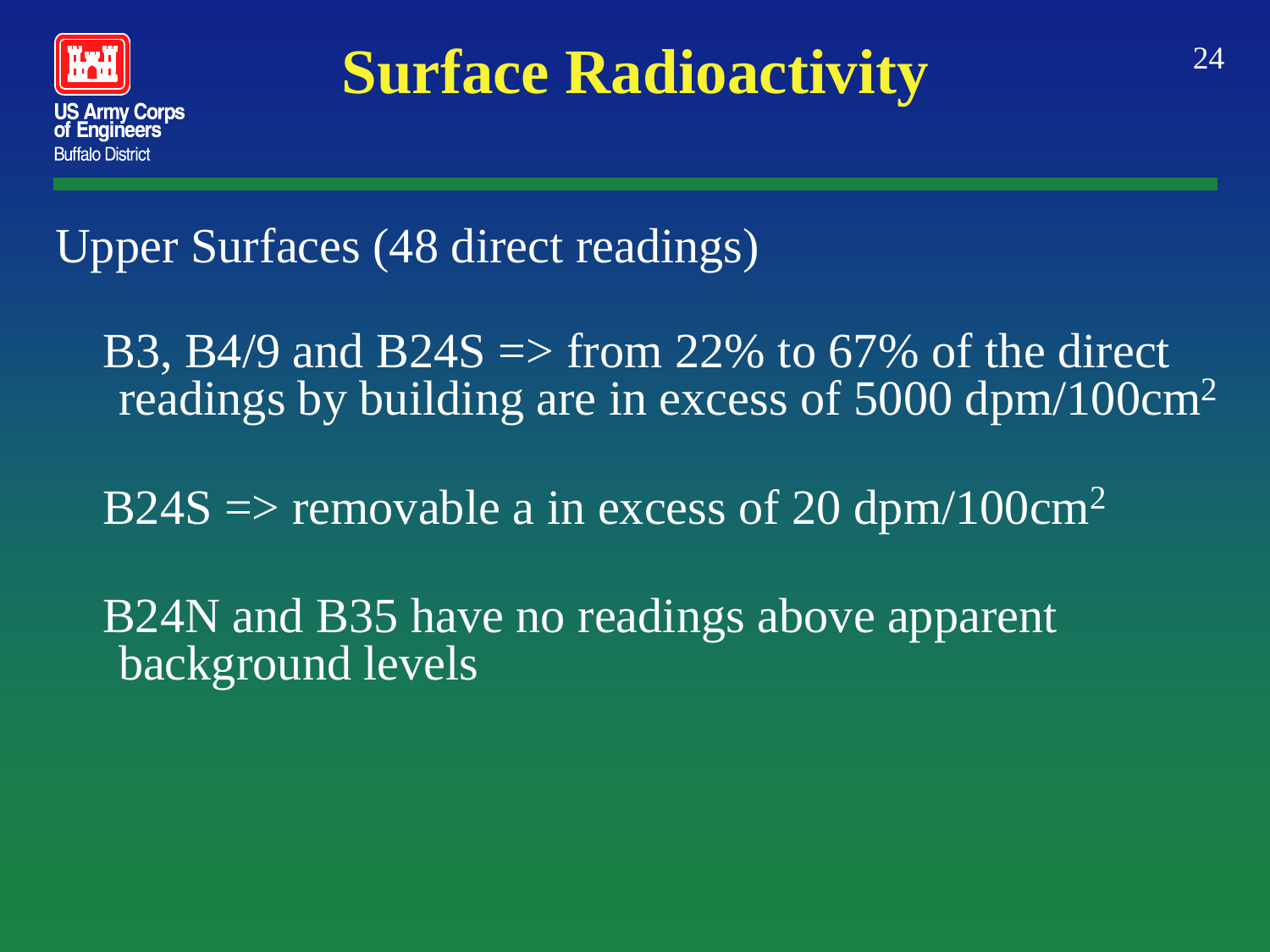# Surface Radioactivity

Upper Surfaces (48 direct readings)

- B3, B4/9 and B24S => from 22% to 67% of the direct readings by building are in excess of 5000 dpm/100cm$^2$
- B24S => removable a in excess of 20 dpm/100cm$^2$
- B24N and B35 have no readings above apparent background levels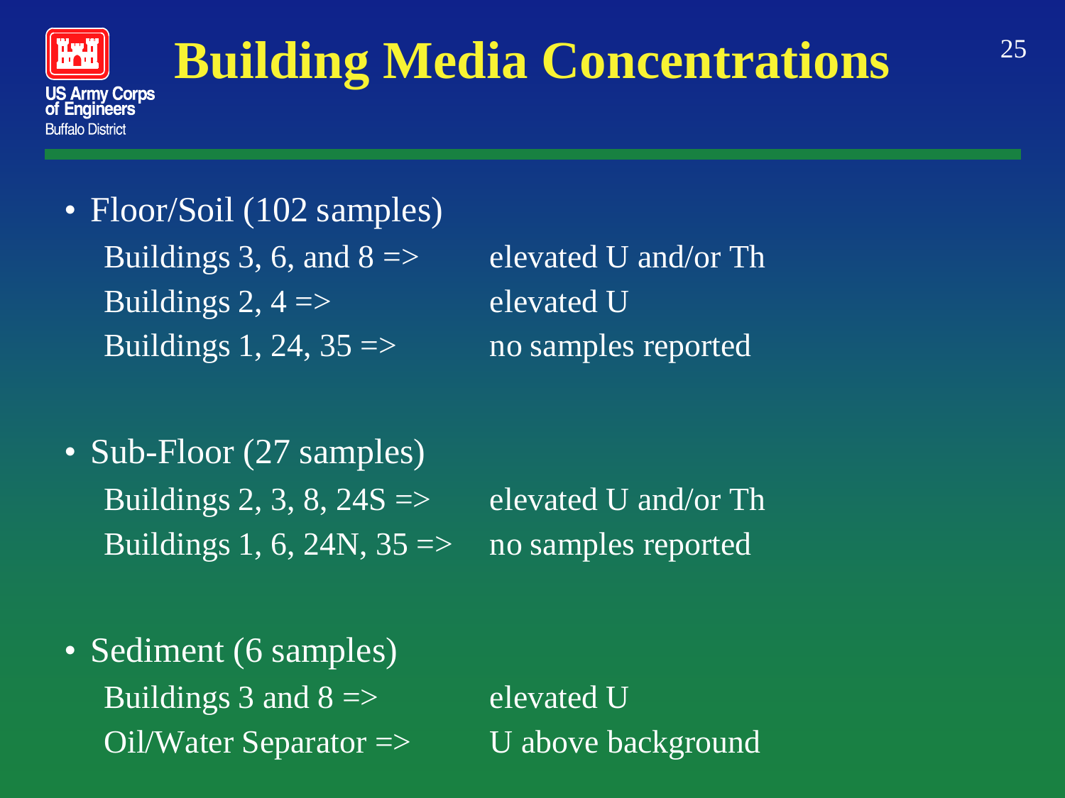# Building Media Concentrations

- Floor/Soil (102 samples)
  - Buildings 3, 6, and 8 => elevated U and/or Th
  - Buildings 2, 4 => elevated U
  - Buildings 1, 24, 35 => no samples reported

- Sub-Floor (27 samples)
  - Buildings 2, 3, 8, 24S => elevated U and/or Th
  - Buildings 1, 6, 24N, 35 => no samples reported

- Sediment (6 samples)
  - Buildings 3 and 8 => elevated U
  - Oil/Water Separator => U above background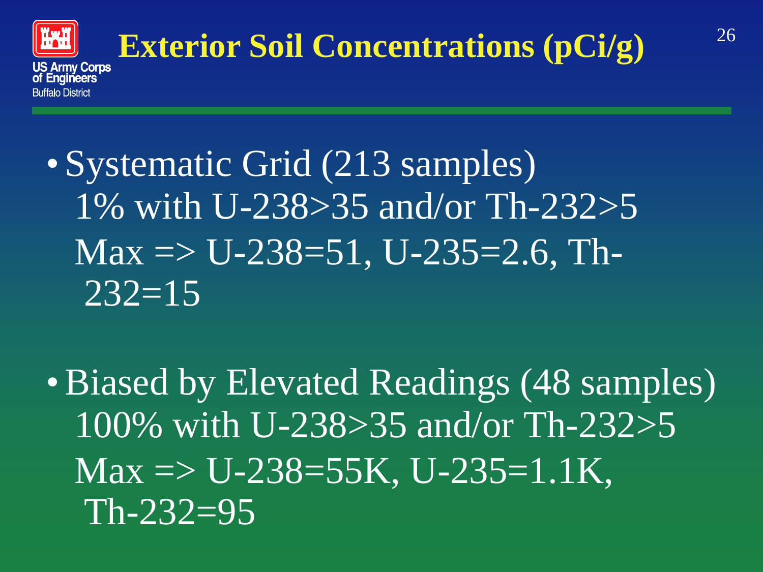# Exterior Soil Concentrations (pCi/g)

- Systematic Grid (213 samples)
  1% with U-238>35 and/or Th-232>5
  Max => U-238=51, U-235=2.6, Th-232=15

- Biased by Elevated Readings (48 samples)
  100% with U-238>35 and/or Th-232>5
  Max => U-238=55K, U-235=1.1K, Th-232=95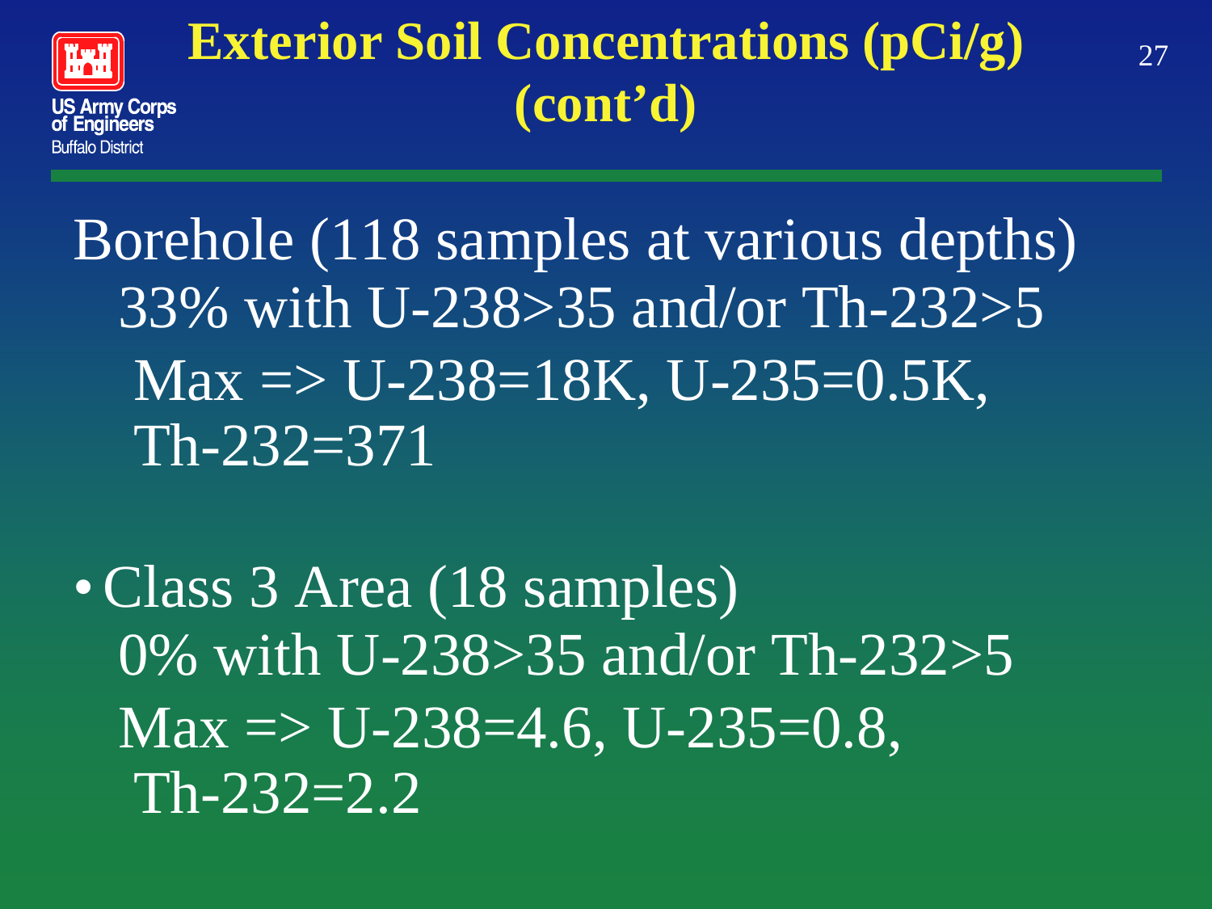# Exterior Soil Concentrations (pCi/g) (cont'd)

Borehole (118 samples at various depths)

33% with U-238>35 and/or Th-232>5

Max => U-238=18K, U-235=0.5K, Th-232=371

- Class 3 Area (18 samples)

  0% with U-238>35 and/or Th-232>5

  Max => U-238=4.6, U-235=0.8, Th-232=2.2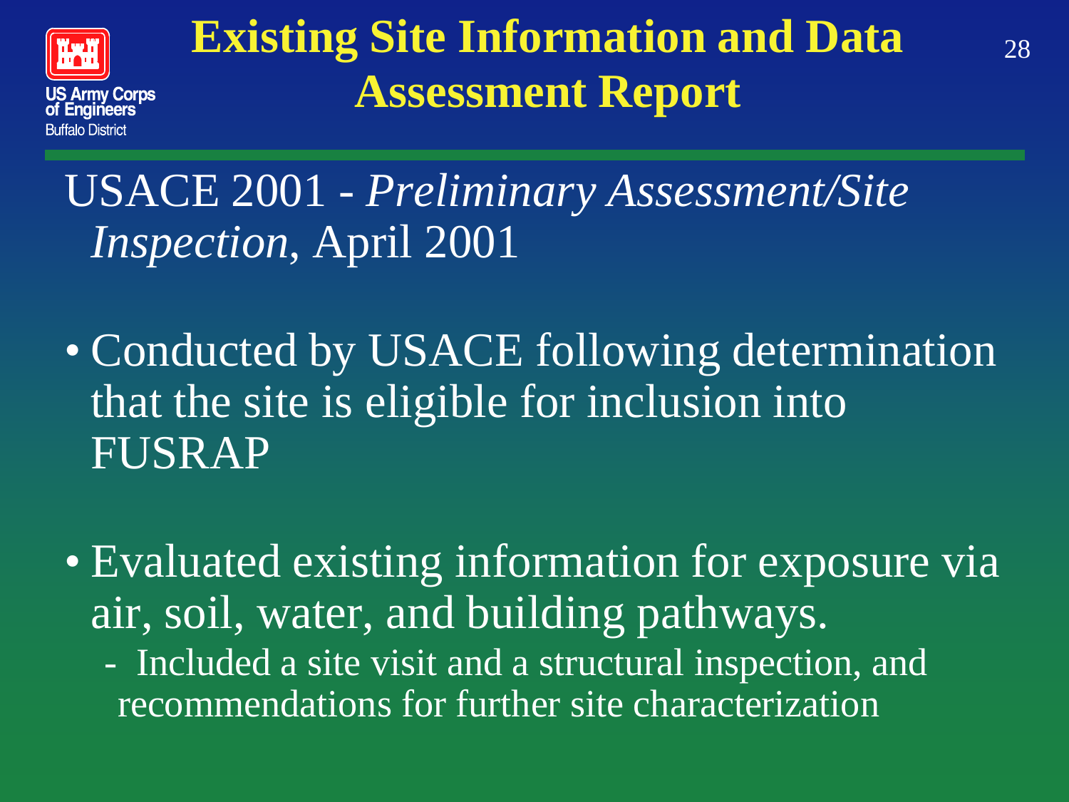# Existing Site Information and Data Assessment Report

USACE 2001 - *Preliminary Assessment/Site Inspection*, April 2001

- Conducted by USACE following determination that the site is eligible for inclusion into FUSRAP
- Evaluated existing information for exposure via air, soil, water, and building pathways.
  - Included a site visit and a structural inspection, and recommendations for further site characterization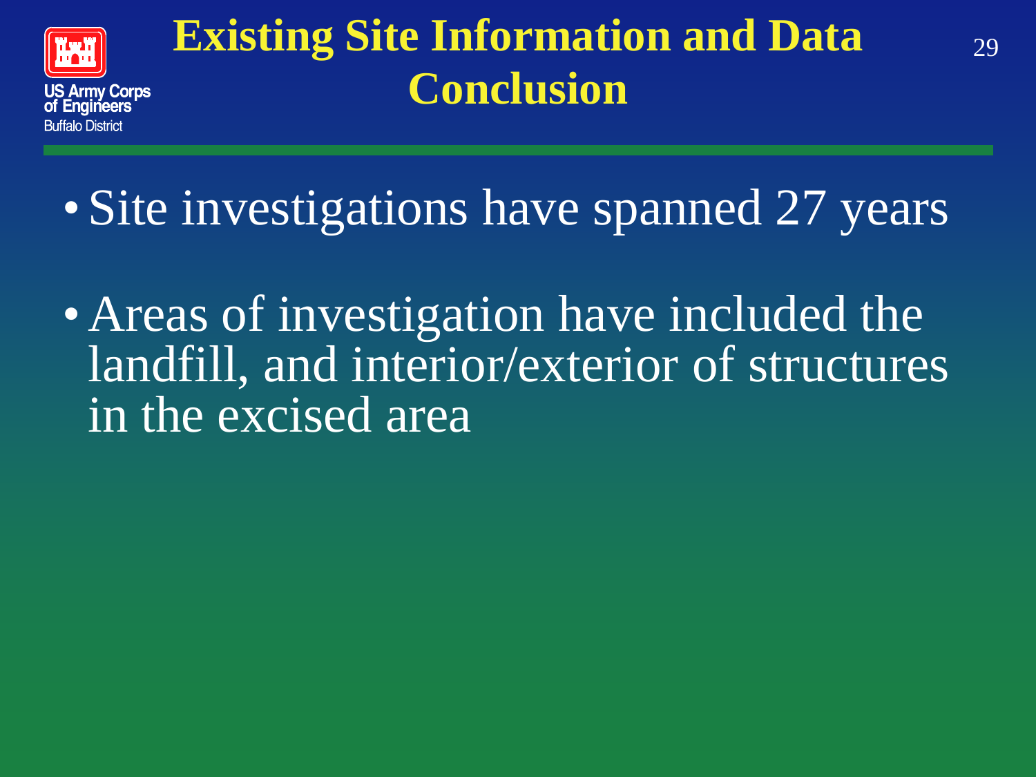# Existing Site Information and Data Conclusion

- Site investigations have spanned 27 years
- Areas of investigation have included the landfill, and interior/exterior of structures in the excised area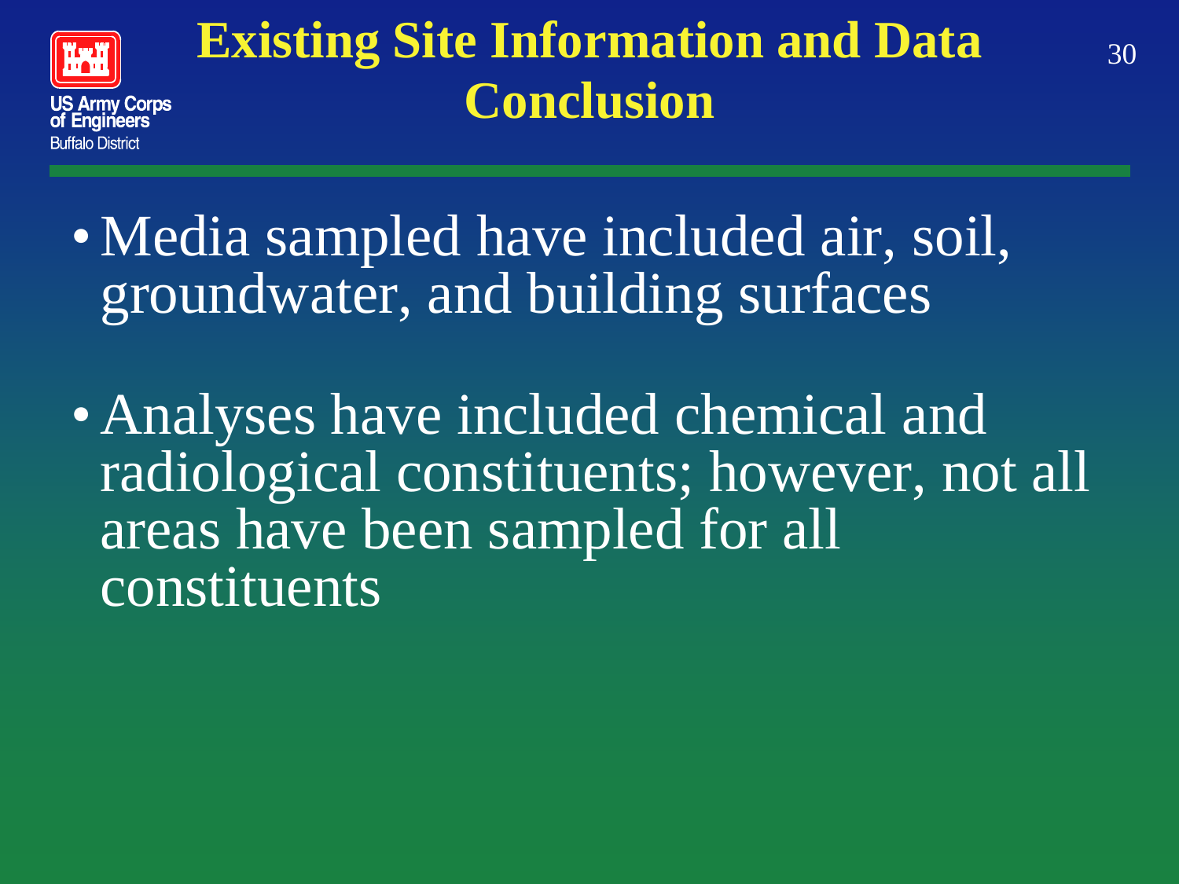# Existing Site Information and Data Conclusion

- Media sampled have included air, soil, groundwater, and building surfaces
- Analyses have included chemical and radiological constituents; however, not all areas have been sampled for all constituents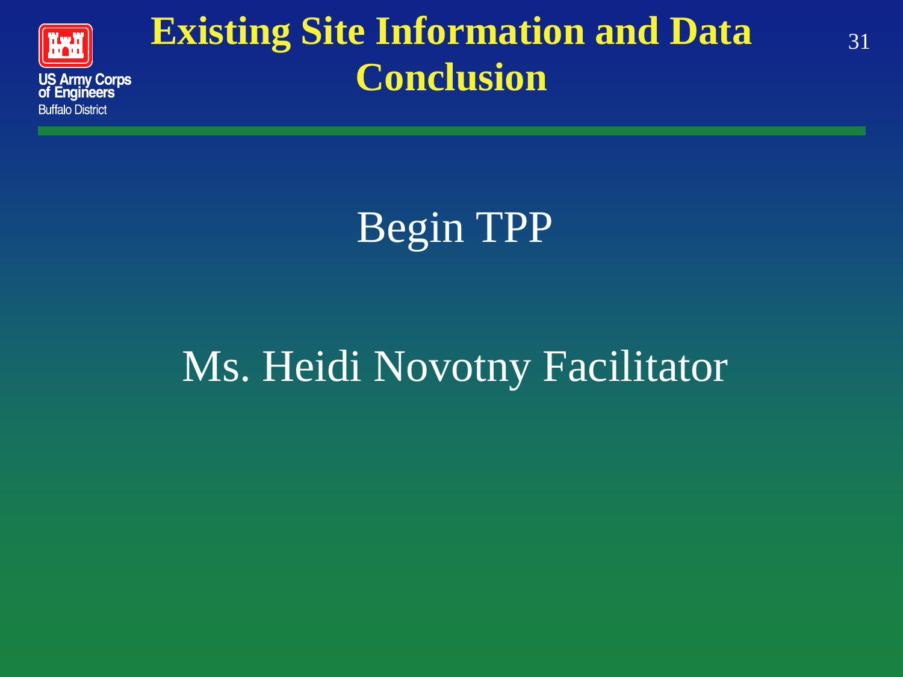US Army Corps of Engineers
Buffalo District

# Existing Site Information and Data Conclusion

Begin TPP

Ms. Heidi Novotny Facilitator